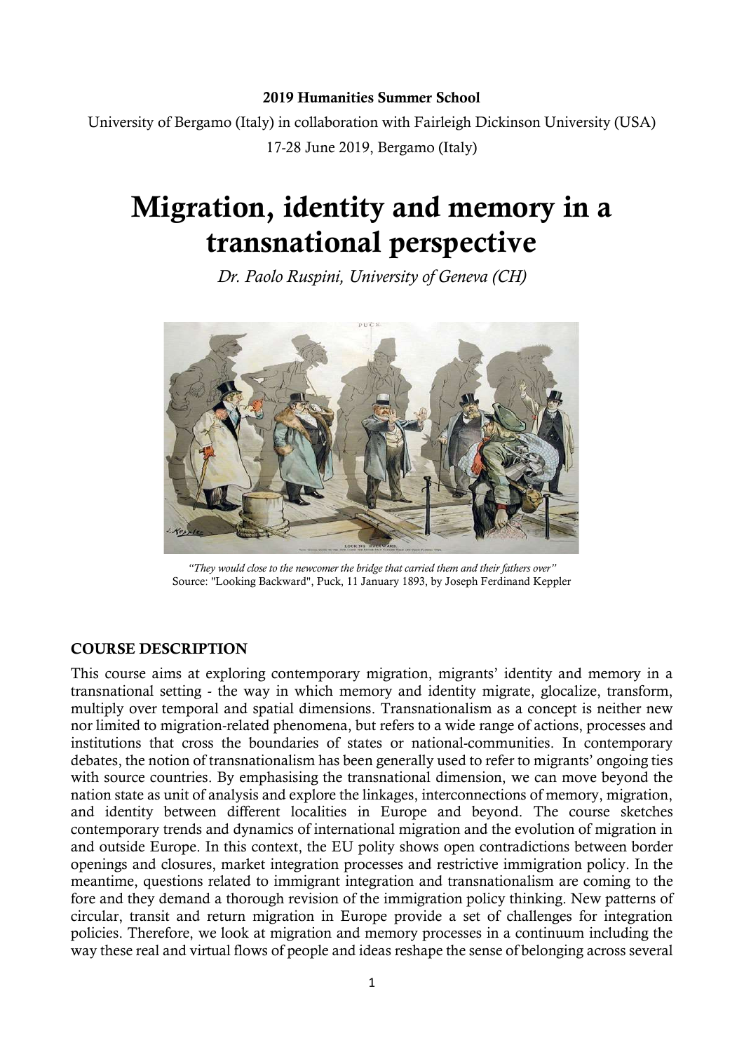**2019 Humanities Summer School**

University of Bergamo (Italy) in collaboration with Fairleigh Dickinson University (USA)

17-28 June 2019, Bergamo (Italy)

# Migration, identity and memory in a transnational perspective

*Dr. Paolo Ruspini, University of Geneva (CH)*

*"They would close to the newcomer the bridge that carried them and their fathers over"*
Source: "Looking Backward", Puck, 11 January 1893, by Joseph Ferdinand Keppler

## COURSE DESCRIPTION

This course aims at exploring contemporary migration, migrants' identity and memory in a transnational setting - the way in which memory and identity migrate, glocalize, transform, multiply over temporal and spatial dimensions. Transnationalism as a concept is neither new nor limited to migration-related phenomena, but refers to a wide range of actions, processes and institutions that cross the boundaries of states or national-communities. In contemporary debates, the notion of transnationalism has been generally used to refer to migrants' ongoing ties with source countries. By emphasising the transnational dimension, we can move beyond the nation state as unit of analysis and explore the linkages, interconnections of memory, migration, and identity between different localities in Europe and beyond. The course sketches contemporary trends and dynamics of international migration and the evolution of migration in and outside Europe. In this context, the EU polity shows open contradictions between border openings and closures, market integration processes and restrictive immigration policy. In the meantime, questions related to immigrant integration and transnationalism are coming to the fore and they demand a thorough revision of the immigration policy thinking. New patterns of circular, transit and return migration in Europe provide a set of challenges for integration policies. Therefore, we look at migration and memory processes in a continuum including the way these real and virtual flows of people and ideas reshape the sense of belonging across several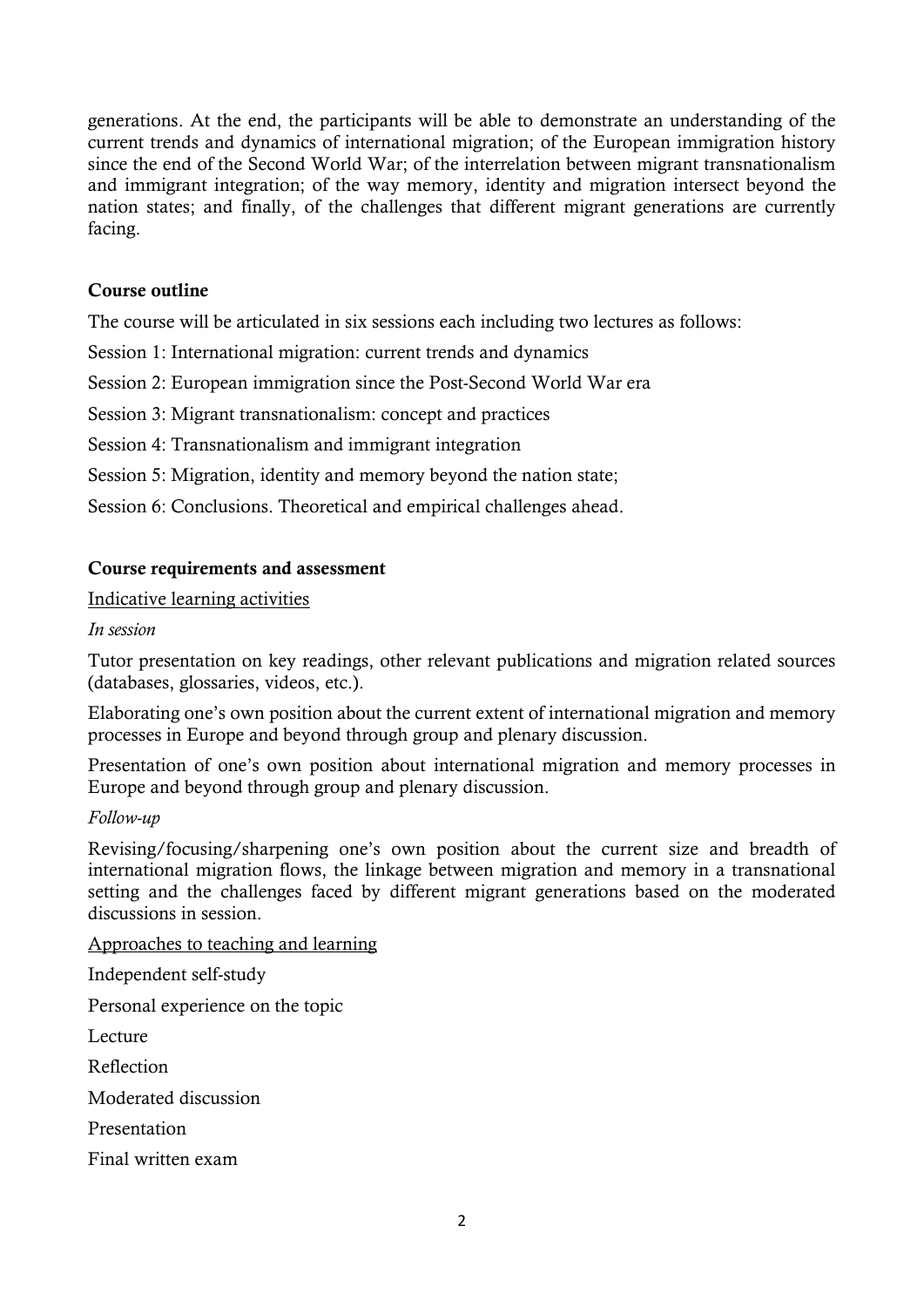generations. At the end, the participants will be able to demonstrate an understanding of the current trends and dynamics of international migration; of the European immigration history since the end of the Second World War; of the interrelation between migrant transnationalism and immigrant integration; of the way memory, identity and migration intersect beyond the nation states; and finally, of the challenges that different migrant generations are currently facing.

**Course outline**

The course will be articulated in six sessions each including two lectures as follows:

Session 1: International migration: current trends and dynamics

Session 2: European immigration since the Post-Second World War era

Session 3: Migrant transnationalism: concept and practices

Session 4: Transnationalism and immigrant integration

Session 5: Migration, identity and memory beyond the nation state;

Session 6: Conclusions. Theoretical and empirical challenges ahead.

**Course requirements and assessment**

<u>Indicative learning activities</u>

*In session*

Tutor presentation on key readings, other relevant publications and migration related sources (databases, glossaries, videos, etc.).

Elaborating one's own position about the current extent of international migration and memory processes in Europe and beyond through group and plenary discussion.

Presentation of one's own position about international migration and memory processes in Europe and beyond through group and plenary discussion.

*Follow-up*

Revising/focusing/sharpening one's own position about the current size and breadth of international migration flows, the linkage between migration and memory in a transnational setting and the challenges faced by different migrant generations based on the moderated discussions in session.

<u>Approaches to teaching and learning</u>

Independent self-study

Personal experience on the topic

Lecture

Reflection

Moderated discussion

Presentation

Final written exam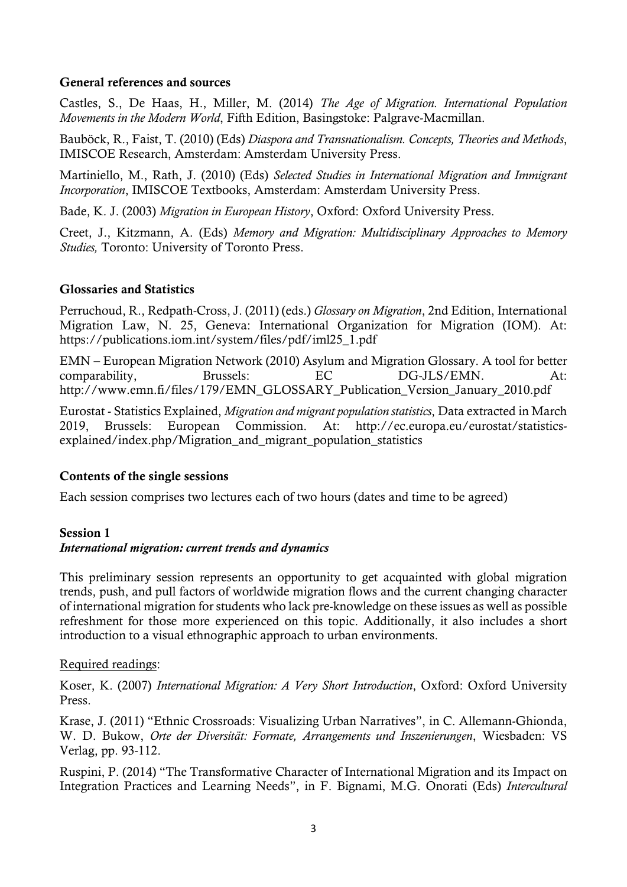**General references and sources**

Castles, S., De Haas, H., Miller, M. (2014) *The Age of Migration. International Population Movements in the Modern World*, Fifth Edition, Basingstoke: Palgrave-Macmillan.

Bauböck, R., Faist, T. (2010) (Eds) *Diaspora and Transnationalism. Concepts, Theories and Methods*, IMISCOE Research, Amsterdam: Amsterdam University Press.

Martiniello, M., Rath, J. (2010) (Eds) *Selected Studies in International Migration and Immigrant Incorporation*, IMISCOE Textbooks, Amsterdam: Amsterdam University Press.

Bade, K. J. (2003) *Migration in European History*, Oxford: Oxford University Press.

Creet, J., Kitzmann, A. (Eds) *Memory and Migration: Multidisciplinary Approaches to Memory Studies,* Toronto: University of Toronto Press.

**Glossaries and Statistics**

Perruchoud, R., Redpath-Cross, J. (2011) (eds.) *Glossary on Migration*, 2nd Edition, International Migration Law, N. 25, Geneva: International Organization for Migration (IOM). At: https://publications.iom.int/system/files/pdf/iml25_1.pdf

EMN – European Migration Network (2010) Asylum and Migration Glossary. A tool for better comparability, Brussels: EC DG-JLS/EMN. At: http://www.emn.fi/files/179/EMN_GLOSSARY_Publication_Version_January_2010.pdf

Eurostat - Statistics Explained, *Migration and migrant population statistics*, Data extracted in March 2019, Brussels: European Commission. At: http://ec.europa.eu/eurostat/statistics-explained/index.php/Migration_and_migrant_population_statistics

**Contents of the single sessions**

Each session comprises two lectures each of two hours (dates and time to be agreed)

**Session 1**
***International migration: current trends and dynamics***

This preliminary session represents an opportunity to get acquainted with global migration trends, push, and pull factors of worldwide migration flows and the current changing character of international migration for students who lack pre-knowledge on these issues as well as possible refreshment for those more experienced on this topic. Additionally, it also includes a short introduction to a visual ethnographic approach to urban environments.

Required readings:

Koser, K. (2007) *International Migration: A Very Short Introduction*, Oxford: Oxford University Press.

Krase, J. (2011) "Ethnic Crossroads: Visualizing Urban Narratives", in C. Allemann-Ghionda, W. D. Bukow, *Orte der Diversität: Formate, Arrangements und Inszenierungen*, Wiesbaden: VS Verlag, pp. 93-112.

Ruspini, P. (2014) "The Transformative Character of International Migration and its Impact on Integration Practices and Learning Needs", in F. Bignami, M.G. Onorati (Eds) *Intercultural*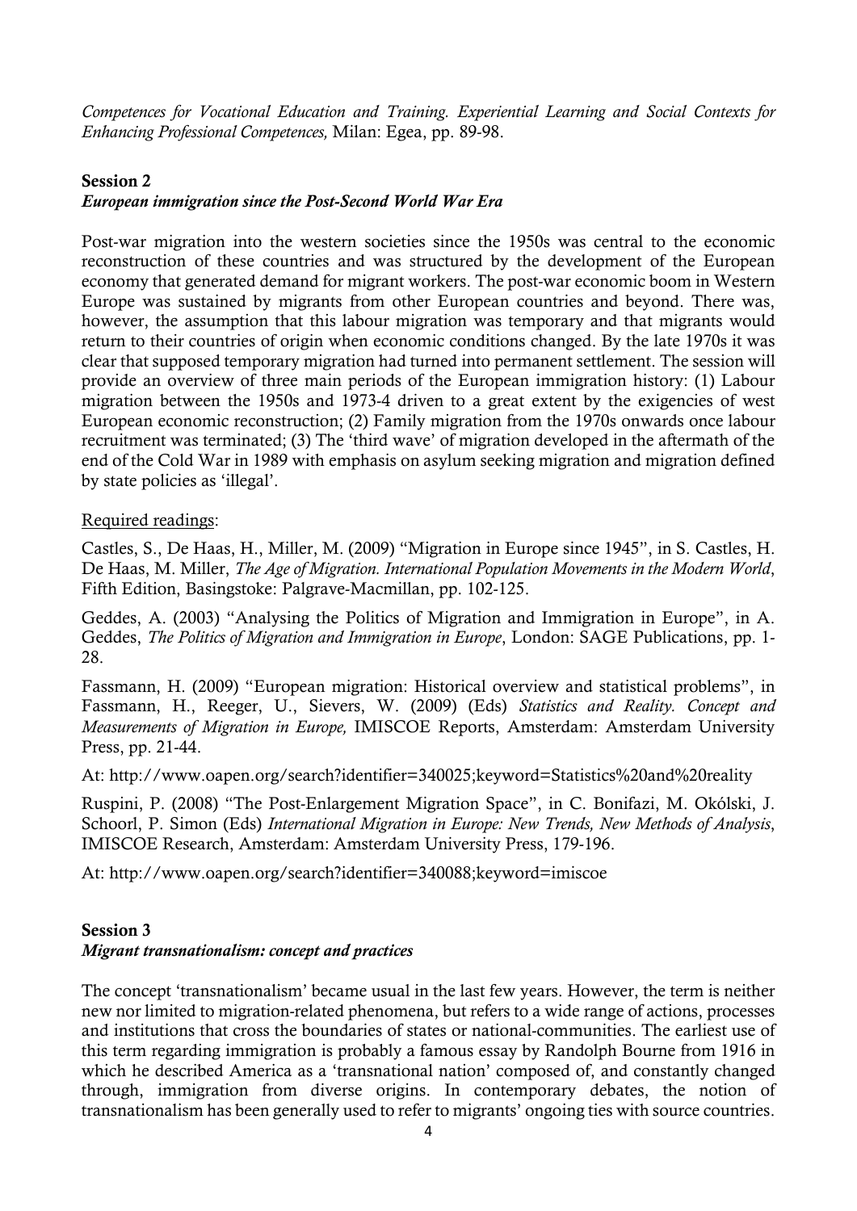*Competences for Vocational Education and Training. Experiential Learning and Social Contexts for Enhancing Professional Competences,* Milan: Egea, pp. 89-98.

**Session 2**

***European immigration since the Post-Second World War Era***

Post-war migration into the western societies since the 1950s was central to the economic reconstruction of these countries and was structured by the development of the European economy that generated demand for migrant workers. The post-war economic boom in Western Europe was sustained by migrants from other European countries and beyond. There was, however, the assumption that this labour migration was temporary and that migrants would return to their countries of origin when economic conditions changed. By the late 1970s it was clear that supposed temporary migration had turned into permanent settlement. The session will provide an overview of three main periods of the European immigration history: (1) Labour migration between the 1950s and 1973-4 driven to a great extent by the exigencies of west European economic reconstruction; (2) Family migration from the 1970s onwards once labour recruitment was terminated; (3) The 'third wave' of migration developed in the aftermath of the end of the Cold War in 1989 with emphasis on asylum seeking migration and migration defined by state policies as 'illegal'.

<u>Required readings</u>:

Castles, S., De Haas, H., Miller, M. (2009) "Migration in Europe since 1945", in S. Castles, H. De Haas, M. Miller, *The Age of Migration. International Population Movements in the Modern World*, Fifth Edition, Basingstoke: Palgrave-Macmillan, pp. 102-125.

Geddes, A. (2003) "Analysing the Politics of Migration and Immigration in Europe", in A. Geddes, *The Politics of Migration and Immigration in Europe*, London: SAGE Publications, pp. 1-28.

Fassmann, H. (2009) "European migration: Historical overview and statistical problems", in Fassmann, H., Reeger, U., Sievers, W. (2009) (Eds) *Statistics and Reality. Concept and Measurements of Migration in Europe,* IMISCOE Reports, Amsterdam: Amsterdam University Press, pp. 21-44.

At: http://www.oapen.org/search?identifier=340025;keyword=Statistics%20and%20reality

Ruspini, P. (2008) "The Post-Enlargement Migration Space", in C. Bonifazi, M. Okólski, J. Schoorl, P. Simon (Eds) *International Migration in Europe: New Trends, New Methods of Analysis*, IMISCOE Research, Amsterdam: Amsterdam University Press, 179-196.

At: http://www.oapen.org/search?identifier=340088;keyword=imiscoe

**Session 3**

***Migrant transnationalism: concept and practices***

The concept 'transnationalism' became usual in the last few years. However, the term is neither new nor limited to migration-related phenomena, but refers to a wide range of actions, processes and institutions that cross the boundaries of states or national-communities. The earliest use of this term regarding immigration is probably a famous essay by Randolph Bourne from 1916 in which he described America as a 'transnational nation' composed of, and constantly changed through, immigration from diverse origins. In contemporary debates, the notion of transnationalism has been generally used to refer to migrants' ongoing ties with source countries.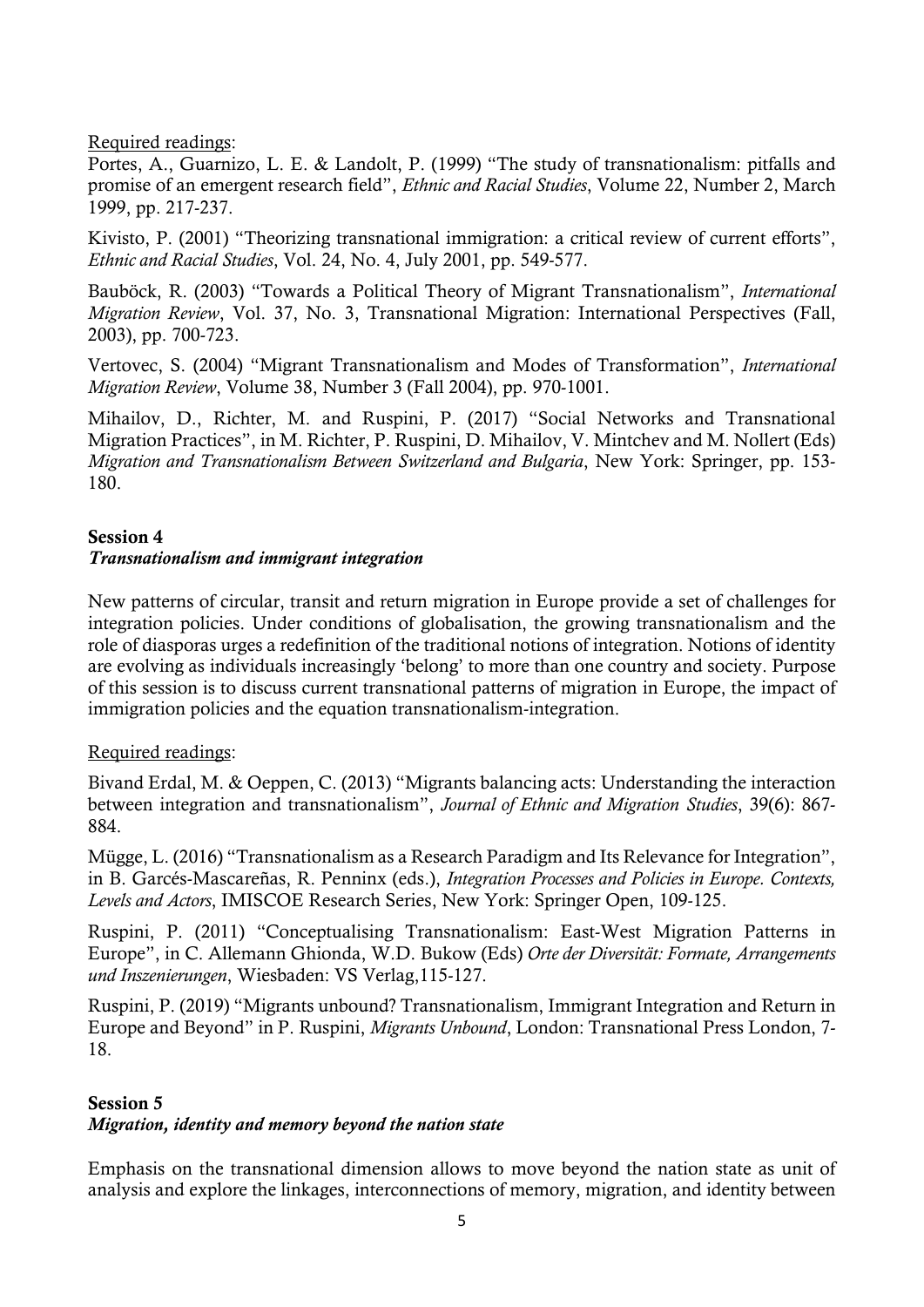Required readings:

Portes, A., Guarnizo, L. E. & Landolt, P. (1999) "The study of transnationalism: pitfalls and promise of an emergent research field", *Ethnic and Racial Studies*, Volume 22, Number 2, March 1999, pp. 217-237.

Kivisto, P. (2001) "Theorizing transnational immigration: a critical review of current efforts", *Ethnic and Racial Studies*, Vol. 24, No. 4, July 2001, pp. 549-577.

Bauböck, R. (2003) "Towards a Political Theory of Migrant Transnationalism", *International Migration Review*, Vol. 37, No. 3, Transnational Migration: International Perspectives (Fall, 2003), pp. 700-723.

Vertovec, S. (2004) "Migrant Transnationalism and Modes of Transformation", *International Migration Review*, Volume 38, Number 3 (Fall 2004), pp. 970-1001.

Mihailov, D., Richter, M. and Ruspini, P. (2017) "Social Networks and Transnational Migration Practices", in M. Richter, P. Ruspini, D. Mihailov, V. Mintchev and M. Nollert (Eds) *Migration and Transnationalism Between Switzerland and Bulgaria*, New York: Springer, pp. 153-180.

**Session 4**
***Transnationalism and immigrant integration***

New patterns of circular, transit and return migration in Europe provide a set of challenges for integration policies. Under conditions of globalisation, the growing transnationalism and the role of diasporas urges a redefinition of the traditional notions of integration. Notions of identity are evolving as individuals increasingly 'belong' to more than one country and society. Purpose of this session is to discuss current transnational patterns of migration in Europe, the impact of immigration policies and the equation transnationalism-integration.

Required readings:

Bivand Erdal, M. & Oeppen, C. (2013) "Migrants balancing acts: Understanding the interaction between integration and transnationalism", *Journal of Ethnic and Migration Studies*, 39(6): 867-884.

Mügge, L. (2016) "Transnationalism as a Research Paradigm and Its Relevance for Integration", in B. Garcés-Mascareñas, R. Penninx (eds.), *Integration Processes and Policies in Europe. Contexts, Levels and Actors*, IMISCOE Research Series, New York: Springer Open, 109-125.

Ruspini, P. (2011) "Conceptualising Transnationalism: East-West Migration Patterns in Europe", in C. Allemann Ghionda, W.D. Bukow (Eds) *Orte der Diversität: Formate, Arrangements und Inszenierungen*, Wiesbaden: VS Verlag,115-127.

Ruspini, P. (2019) "Migrants unbound? Transnationalism, Immigrant Integration and Return in Europe and Beyond" in P. Ruspini, *Migrants Unbound*, London: Transnational Press London, 7-18.

**Session 5**
***Migration, identity and memory beyond the nation state***

Emphasis on the transnational dimension allows to move beyond the nation state as unit of analysis and explore the linkages, interconnections of memory, migration, and identity between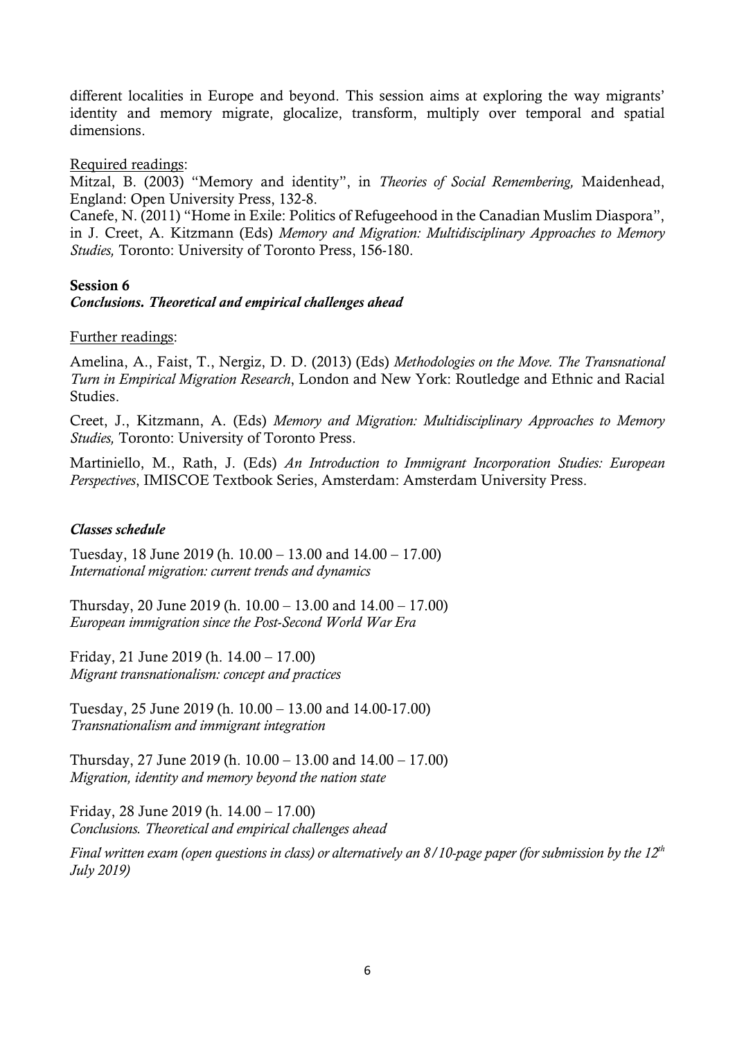different localities in Europe and beyond. This session aims at exploring the way migrants' identity and memory migrate, glocalize, transform, multiply over temporal and spatial dimensions.

Required readings:

Mitzal, B. (2003) "Memory and identity", in *Theories of Social Remembering,* Maidenhead, England: Open University Press, 132-8.

Canefe, N. (2011) "Home in Exile: Politics of Refugeehood in the Canadian Muslim Diaspora", in J. Creet, A. Kitzmann (Eds) *Memory and Migration: Multidisciplinary Approaches to Memory Studies,* Toronto: University of Toronto Press, 156-180.

**Session 6**

***Conclusions. Theoretical and empirical challenges ahead***

Further readings:

Amelina, A., Faist, T., Nergiz, D. D. (2013) (Eds) *Methodologies on the Move. The Transnational Turn in Empirical Migration Research*, London and New York: Routledge and Ethnic and Racial Studies.

Creet, J., Kitzmann, A. (Eds) *Memory and Migration: Multidisciplinary Approaches to Memory Studies,* Toronto: University of Toronto Press.

Martiniello, M., Rath, J. (Eds) *An Introduction to Immigrant Incorporation Studies: European Perspectives*, IMISCOE Textbook Series, Amsterdam: Amsterdam University Press.

***Classes schedule***

Tuesday, 18 June 2019 (h. 10.00 – 13.00 and 14.00 – 17.00)
*International migration: current trends and dynamics*

Thursday, 20 June 2019 (h. 10.00 – 13.00 and 14.00 – 17.00)
*European immigration since the Post-Second World War Era*

Friday, 21 June 2019 (h. 14.00 – 17.00)
*Migrant transnationalism: concept and practices*

Tuesday, 25 June 2019 (h. 10.00 – 13.00 and 14.00-17.00)
*Transnationalism and immigrant integration*

Thursday, 27 June 2019 (h. 10.00 – 13.00 and 14.00 – 17.00)
*Migration, identity and memory beyond the nation state*

Friday, 28 June 2019 (h. 14.00 – 17.00)
*Conclusions. Theoretical and empirical challenges ahead*

*Final written exam (open questions in class) or alternatively an 8/10-page paper (for submission by the 12th July 2019)*